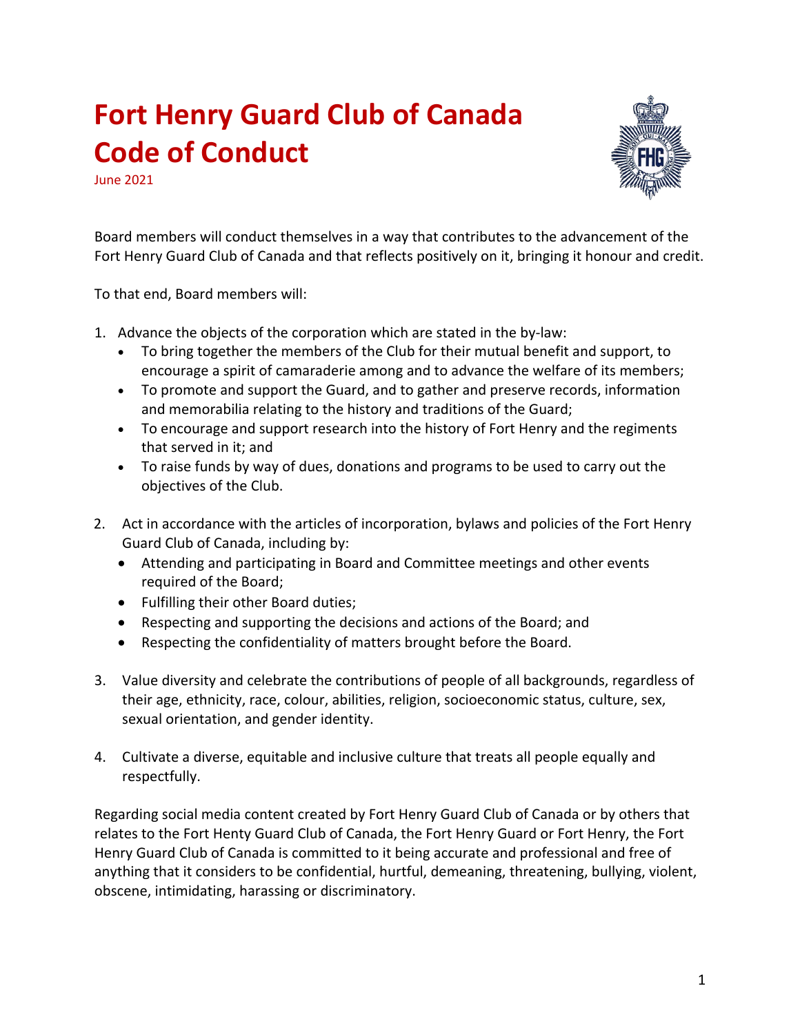# Fort Henry Guard Club of Canada Code of Conduct

June 2021

Board members will conduct themselves in a way that contributes to the advancement of the Fort Henry Guard Club of Canada and that reflects positively on it, bringing it honour and credit.

To that end, Board members will:

1. Advance the objects of the corporation which are stated in the by-law:
   - To bring together the members of the Club for their mutual benefit and support, to encourage a spirit of camaraderie among and to advance the welfare of its members;
   - To promote and support the Guard, and to gather and preserve records, information and memorabilia relating to the history and traditions of the Guard;
   - To encourage and support research into the history of Fort Henry and the regiments that served in it; and
   - To raise funds by way of dues, donations and programs to be used to carry out the objectives of the Club.

2. Act in accordance with the articles of incorporation, bylaws and policies of the Fort Henry Guard Club of Canada, including by:
   - Attending and participating in Board and Committee meetings and other events required of the Board;
   - Fulfilling their other Board duties;
   - Respecting and supporting the decisions and actions of the Board; and
   - Respecting the confidentiality of matters brought before the Board.

3. Value diversity and celebrate the contributions of people of all backgrounds, regardless of their age, ethnicity, race, colour, abilities, religion, socioeconomic status, culture, sex, sexual orientation, and gender identity.

4. Cultivate a diverse, equitable and inclusive culture that treats all people equally and respectfully.

Regarding social media content created by Fort Henry Guard Club of Canada or by others that relates to the Fort Henty Guard Club of Canada, the Fort Henry Guard or Fort Henry, the Fort Henry Guard Club of Canada is committed to it being accurate and professional and free of anything that it considers to be confidential, hurtful, demeaning, threatening, bullying, violent, obscene, intimidating, harassing or discriminatory.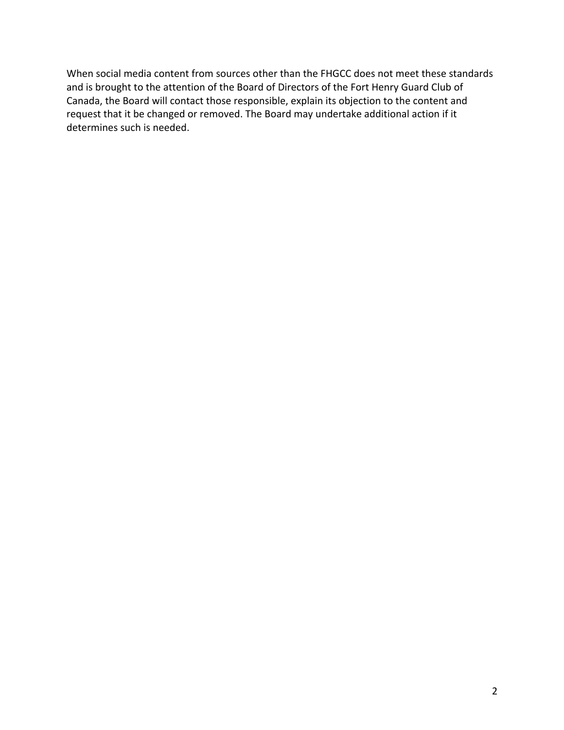When social media content from sources other than the FHGCC does not meet these standards and is brought to the attention of the Board of Directors of the Fort Henry Guard Club of Canada, the Board will contact those responsible, explain its objection to the content and request that it be changed or removed. The Board may undertake additional action if it determines such is needed.